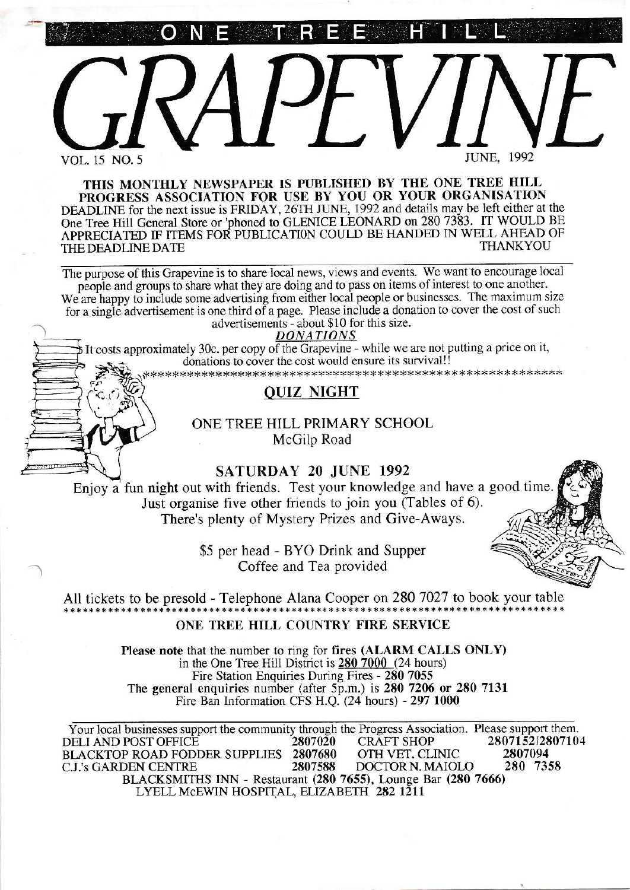# ONE TREE HILL GRAPEVINE

VOL. 15 NO. 5 JUNE, 1992

**THIS MONTHLY NEWSPAPER IS PUBLISHED BY THE ONE TREE HILL PROGRESS ASSOCIATION FOR USE BY YOU OR YOUR ORGANISATION**
DEADLINE for the next issue is FRIDAY, 26TH JUNE, 1992 and details may be left either at the One Tree Hill General Store or 'phoned to GLENICE LEONARD on 280 7383. IT WOULD BE APPRECIATED IF ITEMS FOR PUBLICATION COULD BE HANDED IN WELL AHEAD OF THE DEADLINE DATE THANKYOU

The purpose of this Grapevine is to share local news, views and events. We want to encourage local people and groups to share what they are doing and to pass on items of interest to one another. We are happy to include some advertising from either local people or businesses. The maximum size for a single advertisement is one third of a page. Please include a donation to cover the cost of such advertisements - about $10 for this size.

***DONATIONS***

It costs approximately 30c. per copy of the Grapevine - while we are not putting a price on it, donations to cover the cost would ensure its survival!!

****************************************************

## QUIZ NIGHT

ONE TREE HILL PRIMARY SCHOOL
McGilp Road

**SATURDAY 20 JUNE 1992**

Enjoy a fun night out with friends. Test your knowledge and have a good time. Just organise five other friends to join you (Tables of 6). There's plenty of Mystery Prizes and Give-Aways.

$5 per head - BYO Drink and Supper
Coffee and Tea provided

All tickets to be presold - Telephone Alana Cooper on 280 7027 to book your table

****************************************************

## ONE TREE HILL COUNTRY FIRE SERVICE

**Please note** that the number to ring for **fires (ALARM CALLS ONLY)** in the One Tree Hill District is **280 7000** (24 hours)
Fire Station Enquiries During Fires - **280 7055**
The general enquiries number (after 5p.m.) is **280 7206 or 280 7131**
Fire Ban Information CFS H.Q. (24 hours) - **297 1000**

Your local businesses support the community through the Progress Association. Please support them.

| | | | |
|---|---|---|---|
| DELI AND POST OFFICE | 2807020 | CRAFT SHOP | 2807152/2807104 |
| BLACKTOP ROAD FODDER SUPPLIES | 2807680 | OTH VET. CLINIC | 2807094 |
| C.J.'s GARDEN CENTRE | 2807588 | DOCTOR N. MAIOLO | 280 7358 |

BLACKSMITHS INN - Restaurant **(280 7655)**, Lounge Bar **(280 7666)**
LYELL McEWIN HOSPITAL, ELIZABETH 282 1211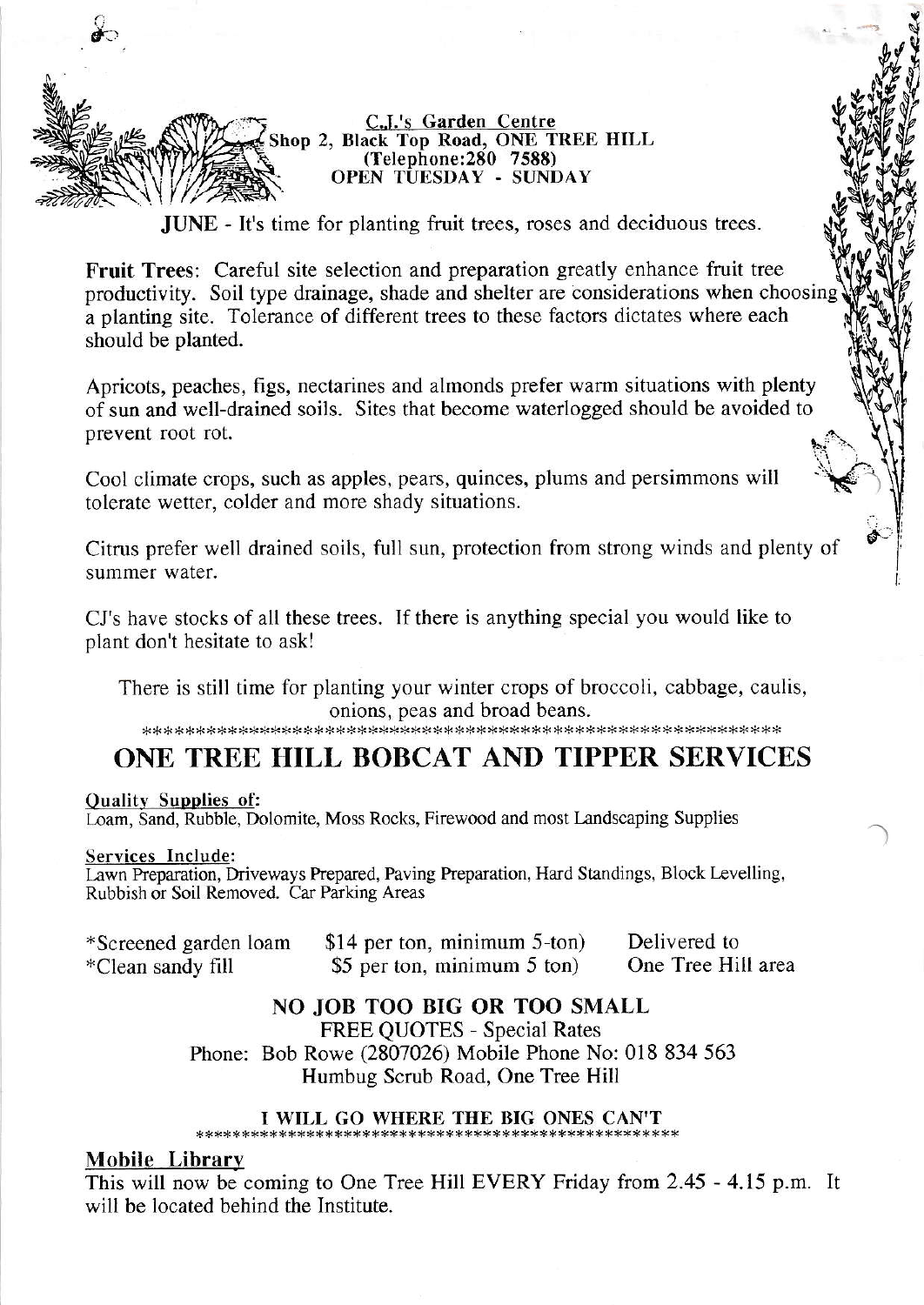**C.J.'s Garden Centre**
**Shop 2, Black Top Road, ONE TREE HILL**
**(Telephone:280 7588)**
**OPEN TUESDAY - SUNDAY**

**JUNE** - It's time for planting fruit trees, roses and deciduous trees.

**Fruit Trees**: Careful site selection and preparation greatly enhance fruit tree productivity. Soil type drainage, shade and shelter are considerations when choosing a planting site. Tolerance of different trees to these factors dictates where each should be planted.

Apricots, peaches, figs, nectarines and almonds prefer warm situations with plenty of sun and well-drained soils. Sites that become waterlogged should be avoided to prevent root rot.

Cool climate crops, such as apples, pears, quinces, plums and persimmons will tolerate wetter, colder and more shady situations.

Citrus prefer well drained soils, full sun, protection from strong winds and plenty of summer water.

CJ's have stocks of all these trees. If there is anything special you would like to plant don't hesitate to ask!

There is still time for planting your winter crops of broccoli, cabbage, caulis, onions, peas and broad beans.

*****************************************************************

# ONE TREE HILL BOBCAT AND TIPPER SERVICES

**Quality Supplies of:**
Loam, Sand, Rubble, Dolomite, Moss Rocks, Firewood and most Landscaping Supplies

**Services Include:**
Lawn Preparation, Driveways Prepared, Paving Preparation, Hard Standings, Block Levelling, Rubbish or Soil Removed. Car Parking Areas

| | | |
|---|---|---|
| *Screened garden loam | $14 per ton, minimum 5-ton) | Delivered to |
| *Clean sandy fill | $5 per ton, minimum 5 ton) | One Tree Hill area |

**NO JOB TOO BIG OR TOO SMALL**
FREE QUOTES - Special Rates
Phone: Bob Rowe (2807026) Mobile Phone No: 018 834 563
Humbug Scrub Road, One Tree Hill

**I WILL GO WHERE THE BIG ONES CAN'T**

*************************************************

## Mobile Library

This will now be coming to One Tree Hill EVERY Friday from 2.45 - 4.15 p.m. It will be located behind the Institute.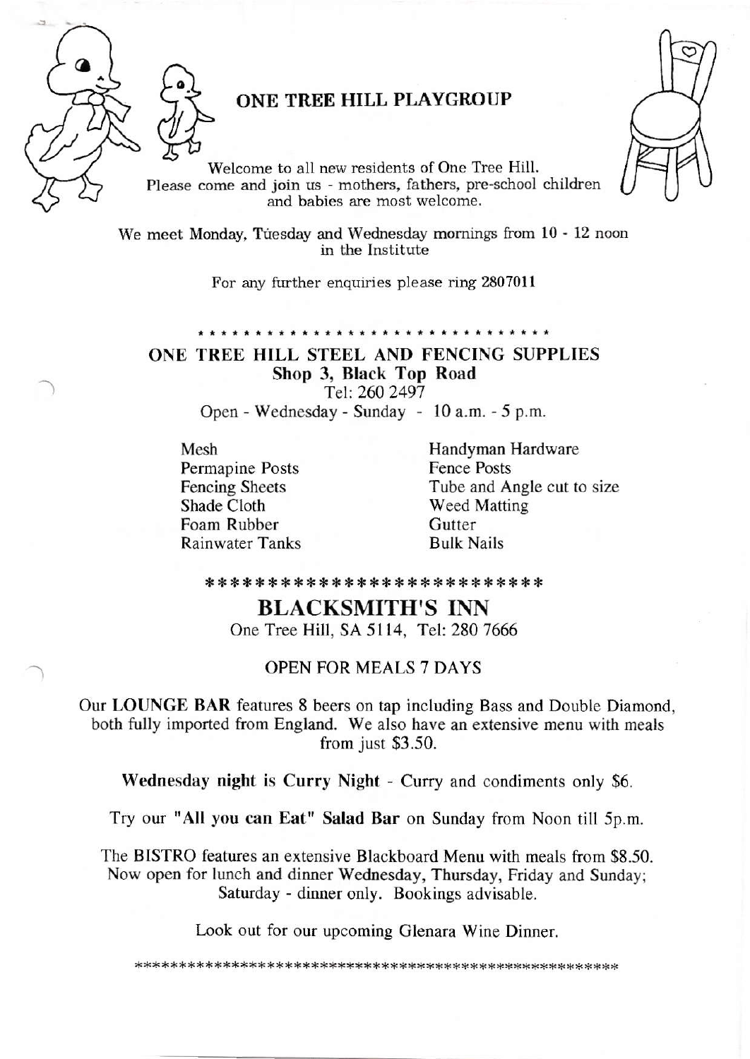## ONE TREE HILL PLAYGROUP

Welcome to all new residents of One Tree Hill.
Please come and join us - mothers, fathers, pre-school children and babies are most welcome.

We meet Monday, Tuesday and Wednesday mornings from 10 - 12 noon in the Institute

For any further enquiries please ring 2807011

* * * * * * * * * * * * * * * * * * * * * * * * * * * * * * * *

## ONE TREE HILL STEEL AND FENCING SUPPLIES

**Shop 3, Black Top Road**
Tel: 260 2497
Open - Wednesday - Sunday - 10 a.m. - 5 p.m.

- Mesh
- Permapine Posts
- Fencing Sheets
- Shade Cloth
- Foam Rubber
- Rainwater Tanks
- Handyman Hardware
- Fence Posts
- Tube and Angle cut to size
- Weed Matting
- Gutter
- Bulk Nails

* * * * * * * * * * * * * * * * * * * * * * * * * *

## BLACKSMITH'S INN

One Tree Hill, SA 5114, Tel: 280 7666

OPEN FOR MEALS 7 DAYS

Our **LOUNGE BAR** features 8 beers on tap including Bass and Double Diamond, both fully imported from England. We also have an extensive menu with meals from just $3.50.

**Wednesday night is Curry Night** - Curry and condiments only $6.

Try our **"All you can Eat" Salad Bar** on Sunday from Noon till 5p.m.

The BISTRO features an extensive Blackboard Menu with meals from $8.50. Now open for lunch and dinner Wednesday, Thursday, Friday and Sunday; Saturday - dinner only. Bookings advisable.

Look out for our upcoming Glenara Wine Dinner.

* * * * * * * * * * * * * * * * * * * * * * * * * * * * * * * * * * * * * * * * * * * * * * * * * * * * * *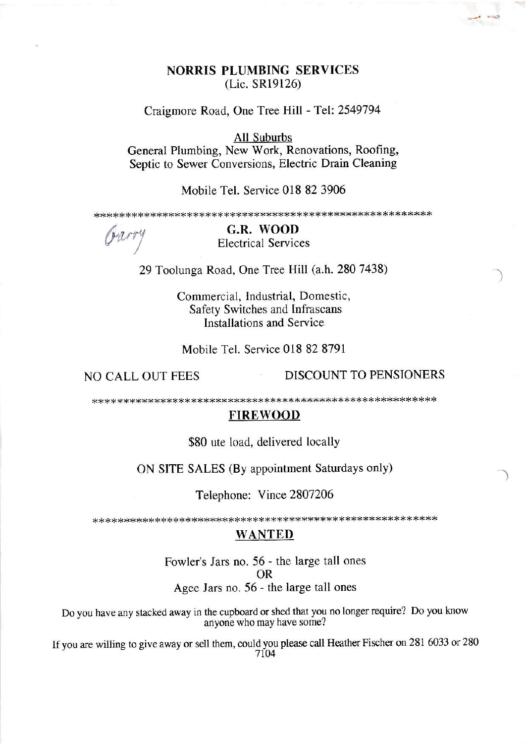**NORRIS PLUMBING SERVICES**
(Lic. SR19126)

Craigmore Road, One Tree Hill - Tel: 2549794

<u>All Suburbs</u>
General Plumbing, New Work, Renovations, Roofing, Septic to Sewer Conversions, Electric Drain Cleaning

Mobile Tel. Service 018 82 3906

*********************************************************

Garry

**G.R. WOOD**
Electrical Services

29 Toolunga Road, One Tree Hill (a.h. 280 7438)

Commercial, Industrial, Domestic,
Safety Switches and Infrascans
Installations and Service

Mobile Tel. Service 018 82 8791

NO CALL OUT FEES DISCOUNT TO PENSIONERS

*********************************************************

**FIREWOOD**

$80 ute load, delivered locally

ON SITE SALES (By appointment Saturdays only)

Telephone: Vince 2807206

*********************************************************

**WANTED**

Fowler's Jars no. 56 - the large tall ones
OR
Agee Jars no. 56 - the large tall ones

Do you have any stacked away in the cupboard or shed that you no longer require? Do you know anyone who may have some?

If you are willing to give away or sell them, could you please call Heather Fischer on 281 6033 or 280 7104